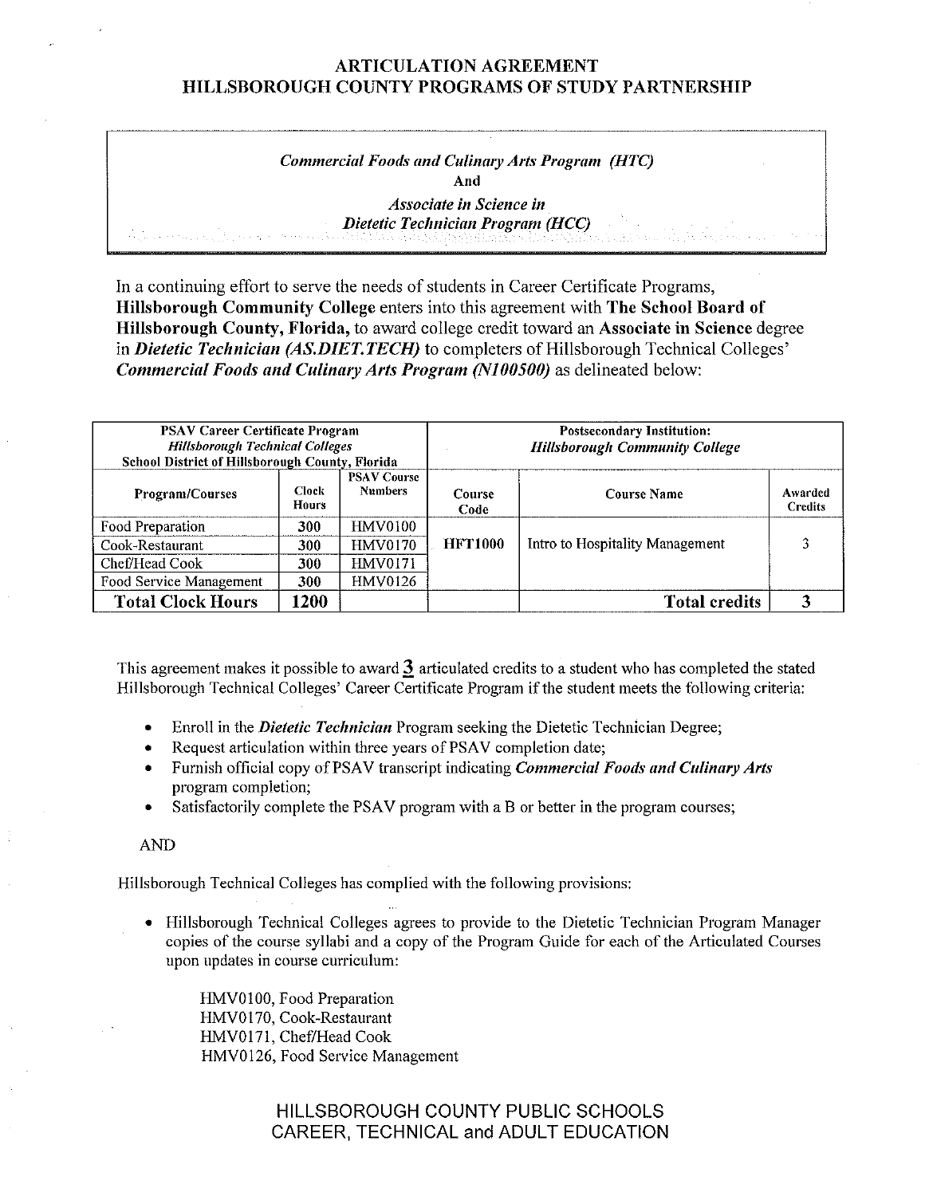# ARTICULATION AGREEMENT
# HILLSBOROUGH COUNTY PROGRAMS OF STUDY PARTNERSHIP

*Commercial Foods and Culinary Arts Program (HTC)*
**And**
*Associate in Science in*
*Dietetic Technician Program (HCC)*

In a continuing effort to serve the needs of students in Career Certificate Programs, **Hillsborough Community College** enters into this agreement with **The School Board of Hillsborough County, Florida,** to award college credit toward an **Associate in Science** degree in ***Dietetic Technician (AS.DIET.TECH)*** to completers of Hillsborough Technical Colleges' ***Commercial Foods and Culinary Arts Program (N100500)*** as delineated below:

| PSAV Career Certificate Program *Hillsborough Technical Colleges* School District of Hillsborough County, Florida | | | Postsecondary Institution: *Hillsborough Community College* | | |
|---|---|---|---|---|---|
| **Program/Courses** | **Clock Hours** | **PSAV Course Numbers** | **Course Code** | **Course Name** | **Awarded Credits** |
| Food Preparation | 300 | HMV0100 | **HFT1000** | Intro to Hospitality Management | 3 |
| Cook-Restaurant | 300 | HMV0170 | | | |
| Chef/Head Cook | 300 | HMV0171 | | | |
| Food Service Management | 300 | HMV0126 | | | |
| **Total Clock Hours** | **1200** | | | **Total credits** | **3** |

This agreement makes it possible to award 3 articulated credits to a student who has completed the stated Hillsborough Technical Colleges' Career Certificate Program if the student meets the following criteria:

- Enroll in the ***Dietetic Technician*** Program seeking the Dietetic Technician Degree;
- Request articulation within three years of PSAV completion date;
- Furnish official copy of PSAV transcript indicating ***Commercial Foods and Culinary Arts*** program completion;
- Satisfactorily complete the PSAV program with a B or better in the program courses;

AND

Hillsborough Technical Colleges has complied with the following provisions:

- Hillsborough Technical Colleges agrees to provide to the Dietetic Technician Program Manager copies of the course syllabi and a copy of the Program Guide for each of the Articulated Courses upon updates in course curriculum:

  HMV0100, Food Preparation
  HMV0170, Cook-Restaurant
  HMV0171, Chef/Head Cook
  HMV0126, Food Service Management

HILLSBOROUGH COUNTY PUBLIC SCHOOLS
CAREER, TECHNICAL and ADULT EDUCATION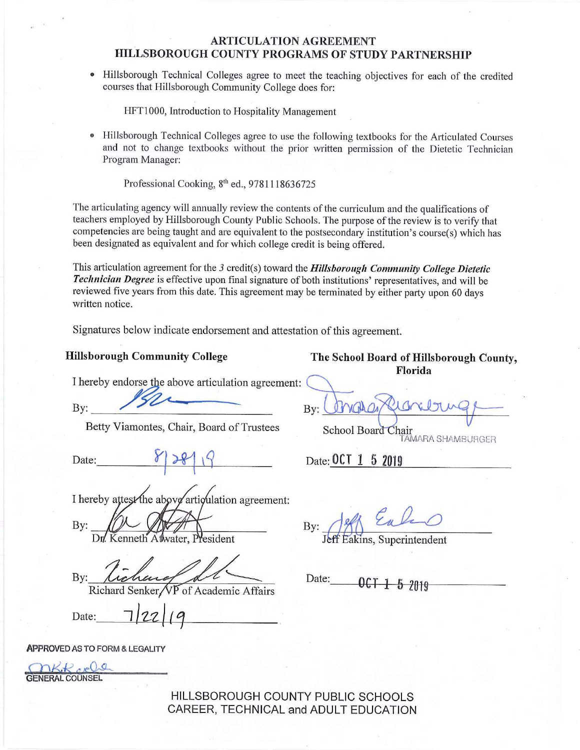# ARTICULATION AGREEMENT
## HILLSBOROUGH COUNTY PROGRAMS OF STUDY PARTNERSHIP

- Hillsborough Technical Colleges agree to meet the teaching objectives for each of the credited courses that Hillsborough Community College does for:

  HFT1000, Introduction to Hospitality Management

- Hillsborough Technical Colleges agree to use the following textbooks for the Articulated Courses and not to change textbooks without the prior written permission of the Dietetic Technician Program Manager:

  Professional Cooking, 8th ed., 9781118636725

The articulating agency will annually review the contents of the curriculum and the qualifications of teachers employed by Hillsborough County Public Schools. The purpose of the review is to verify that competencies are being taught and are equivalent to the postsecondary institution's course(s) which has been designated as equivalent and for which college credit is being offered.

This articulation agreement for the *3* credit(s) toward the ***Hillsborough Community College Dietetic Technician Degree*** is effective upon final signature of both institutions' representatives, and will be reviewed five years from this date. This agreement may be terminated by either party upon 60 days written notice.

Signatures below indicate endorsement and attestation of this agreement.

**Hillsborough Community College**

I hereby endorse the above articulation agreement:

By: ______________________

Betty Viamontes, Chair, Board of Trustees

Date: 8/28/19

I hereby attest the above articulation agreement:

By: ______________________

Dr. Kenneth Atwater, President

By: ______________________

Richard Senker, VP of Academic Affairs

Date: 7/22/19

**The School Board of Hillsborough County, Florida**

By: ______________________

School Board Chair
TAMARA SHAMBURGER

Date: OCT 1 5 2019

By: ______________________

Jeff Eakins, Superintendent

Date: OCT 1 5 2019

APPROVED AS TO FORM & LEGALITY

GENERAL COUNSEL

HILLSBOROUGH COUNTY PUBLIC SCHOOLS
CAREER, TECHNICAL and ADULT EDUCATION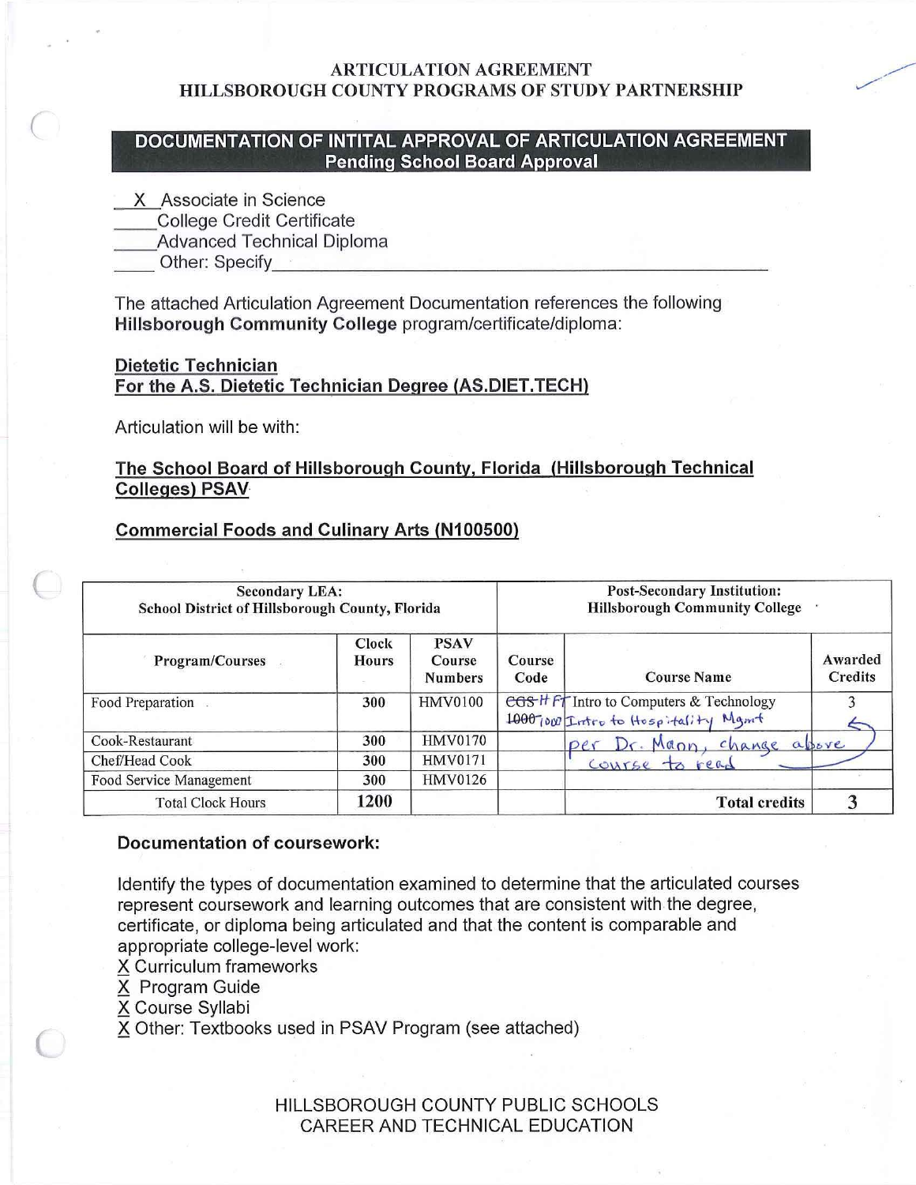ARTICULATION AGREEMENT
HILLSBOROUGH COUNTY PROGRAMS OF STUDY PARTNERSHIP

## DOCUMENTATION OF INITITAL APPROVAL OF ARTICULATION AGREEMENT
**Pending School Board Approval**

\_X\_ Associate in Science
\_\_\_\_ College Credit Certificate
\_\_\_\_ Advanced Technical Diploma
\_\_\_\_ Other: Specify\_\_\_\_\_\_\_\_\_\_\_\_\_\_\_\_\_\_\_\_\_\_\_\_\_\_\_\_\_\_\_\_\_\_\_\_\_\_\_\_

The attached Articulation Agreement Documentation references the following **Hillsborough Community College** program/certificate/diploma:

**Dietetic Technician**
**For the A.S. Dietetic Technician Degree (AS.DIET.TECH)**

Articulation will be with:

**The School Board of Hillsborough County, Florida (Hillsborough Technical Colleges) PSAV**

**Commercial Foods and Culinary Arts (N100500)**

| Secondary LEA: School District of Hillsborough County, Florida | | | Post-Secondary Institution: Hillsborough Community College | | |
|---|---|---|---|---|---|
| Program/Courses | Clock Hours | PSAV Course Numbers | Course Code | Course Name | Awarded Credits |
| Food Preparation | 300 | HMV0100 | ~~CGS~~ HFT ~~1000~~ 1000 | Intro to Computers & Technology / Intro to Hospitality Mgmt | 3 |
| Cook-Restaurant | 300 | HMV0170 | | per Dr. Mann, change above course to read | |
| Chef/Head Cook | 300 | HMV0171 | | | |
| Food Service Management | 300 | HMV0126 | | | |
| Total Clock Hours | 1200 | | | **Total credits** | **3** |

**Documentation of coursework:**

Identify the types of documentation examined to determine that the articulated courses represent coursework and learning outcomes that are consistent with the degree, certificate, or diploma being articulated and that the content is comparable and appropriate college-level work:

X Curriculum frameworks
X Program Guide
X Course Syllabi
X Other: Textbooks used in PSAV Program (see attached)

HILLSBOROUGH COUNTY PUBLIC SCHOOLS
CAREER AND TECHNICAL EDUCATION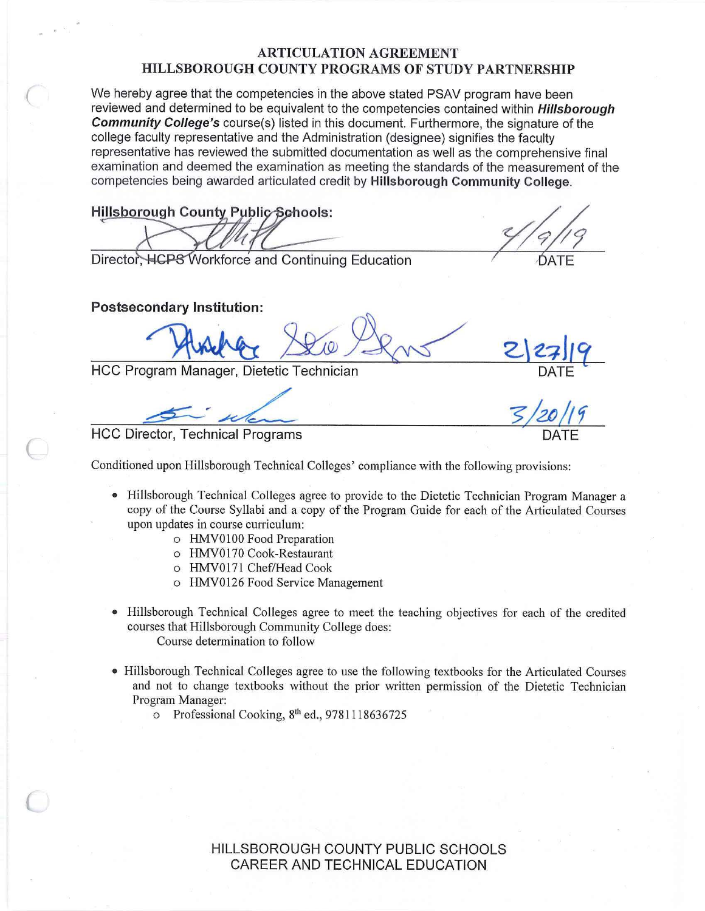# ARTICULATION AGREEMENT
## HILLSBOROUGH COUNTY PROGRAMS OF STUDY PARTNERSHIP

We hereby agree that the competencies in the above stated PSAV program have been reviewed and determined to be equivalent to the competencies contained within ***Hillsborough Community College's*** course(s) listed in this document. Furthermore, the signature of the college faculty representative and the Administration (designee) signifies the faculty representative has reviewed the submitted documentation as well as the comprehensive final examination and deemed the examination as meeting the standards of the measurement of the competencies being awarded articulated credit by **Hillsborough Community College.**

**Hillsborough County Public Schools:**

Director, HCPS Workforce and Continuing Education — DATE: 4/9/19

**Postsecondary Institution:**

HCC Program Manager, Dietetic Technician — DATE: 2/27/19

HCC Director, Technical Programs — DATE: 3/20/19

Conditioned upon Hillsborough Technical Colleges' compliance with the following provisions:

- Hillsborough Technical Colleges agree to provide to the Dietetic Technician Program Manager a copy of the Course Syllabi and a copy of the Program Guide for each of the Articulated Courses upon updates in course curriculum:
  - HMV0100 Food Preparation
  - HMV0170 Cook-Restaurant
  - HMV0171 Chef/Head Cook
  - HMV0126 Food Service Management

- Hillsborough Technical Colleges agree to meet the teaching objectives for each of the credited courses that Hillsborough Community College does:
  Course determination to follow

- Hillsborough Technical Colleges agree to use the following textbooks for the Articulated Courses and not to change textbooks without the prior written permission of the Dietetic Technician Program Manager:
  - Professional Cooking, 8th ed., 9781118636725

HILLSBOROUGH COUNTY PUBLIC SCHOOLS
CAREER AND TECHNICAL EDUCATION